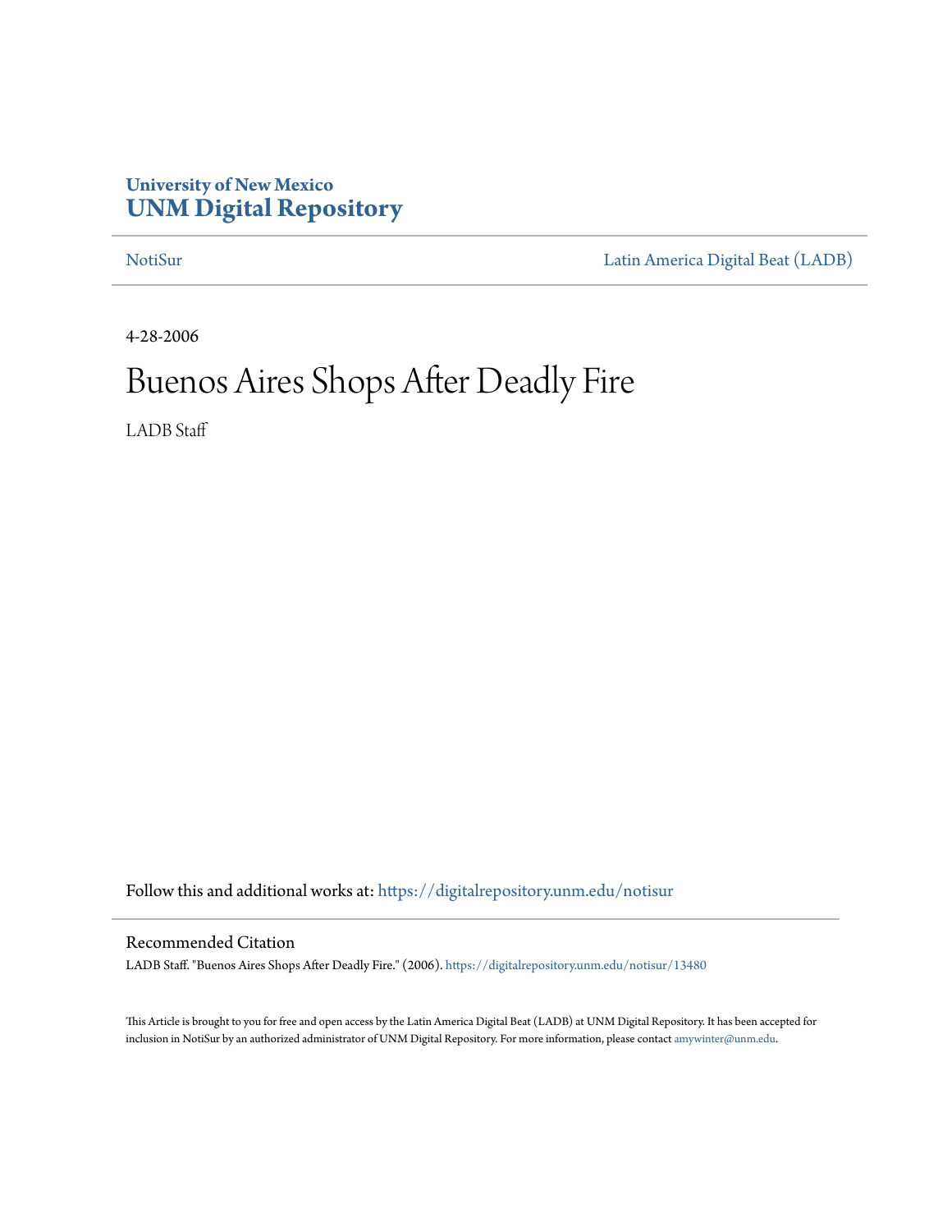**University of New Mexico**
**UNM Digital Repository**

NotiSur | Latin America Digital Beat (LADB)

4-28-2006

# Buenos Aires Shops After Deadly Fire

LADB Staff

Follow this and additional works at: https://digitalrepository.unm.edu/notisur

## Recommended Citation

LADB Staff. "Buenos Aires Shops After Deadly Fire." (2006). https://digitalrepository.unm.edu/notisur/13480

This Article is brought to you for free and open access by the Latin America Digital Beat (LADB) at UNM Digital Repository. It has been accepted for inclusion in NotiSur by an authorized administrator of UNM Digital Repository. For more information, please contact amywinter@unm.edu.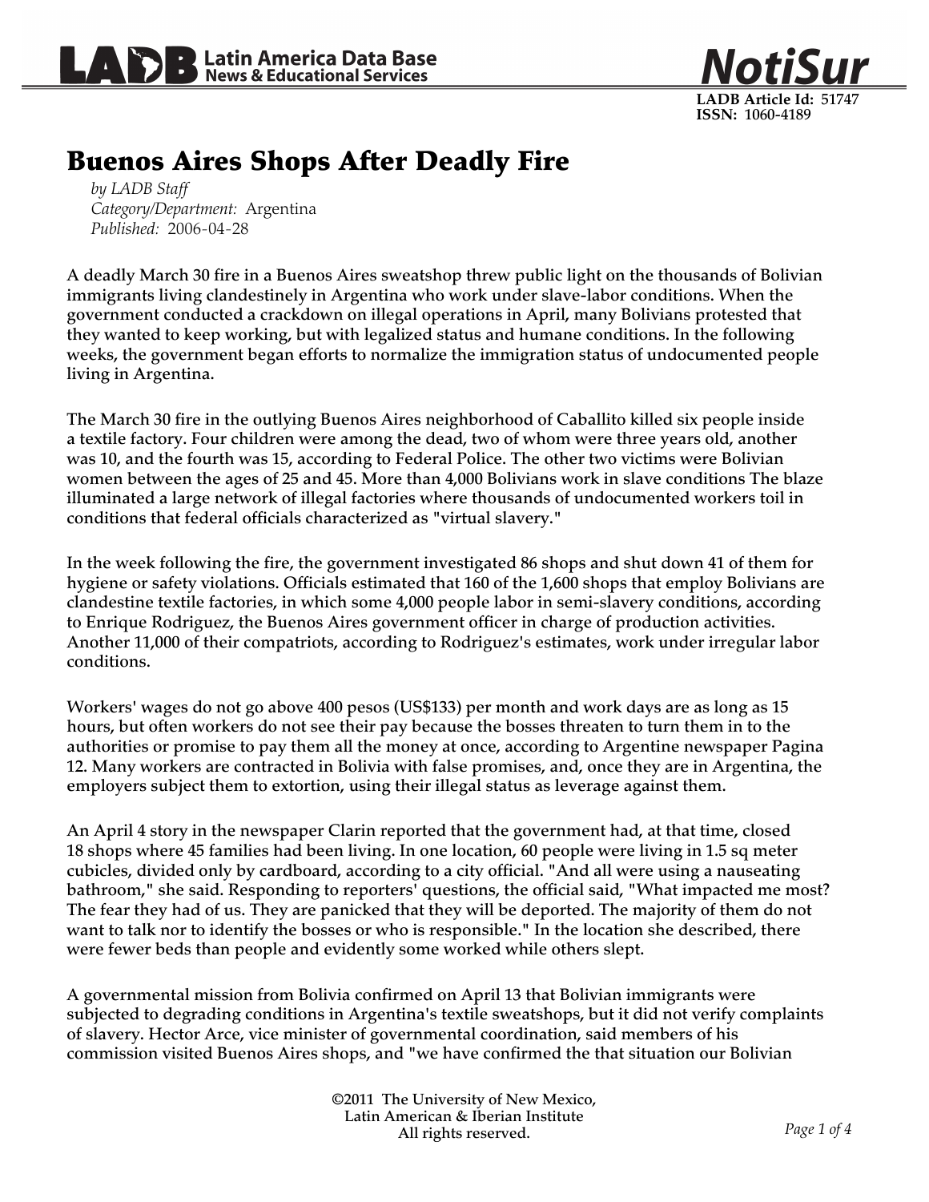# Buenos Aires Shops After Deadly Fire

*by LADB Staff*
*Category/Department:* Argentina
*Published:* 2006-04-28

A deadly March 30 fire in a Buenos Aires sweatshop threw public light on the thousands of Bolivian immigrants living clandestinely in Argentina who work under slave-labor conditions. When the government conducted a crackdown on illegal operations in April, many Bolivians protested that they wanted to keep working, but with legalized status and humane conditions. In the following weeks, the government began efforts to normalize the immigration status of undocumented people living in Argentina.

The March 30 fire in the outlying Buenos Aires neighborhood of Caballito killed six people inside a textile factory. Four children were among the dead, two of whom were three years old, another was 10, and the fourth was 15, according to Federal Police. The other two victims were Bolivian women between the ages of 25 and 45. More than 4,000 Bolivians work in slave conditions The blaze illuminated a large network of illegal factories where thousands of undocumented workers toil in conditions that federal officials characterized as "virtual slavery."

In the week following the fire, the government investigated 86 shops and shut down 41 of them for hygiene or safety violations. Officials estimated that 160 of the 1,600 shops that employ Bolivians are clandestine textile factories, in which some 4,000 people labor in semi-slavery conditions, according to Enrique Rodriguez, the Buenos Aires government officer in charge of production activities. Another 11,000 of their compatriots, according to Rodriguez's estimates, work under irregular labor conditions.

Workers' wages do not go above 400 pesos (US$133) per month and work days are as long as 15 hours, but often workers do not see their pay because the bosses threaten to turn them in to the authorities or promise to pay them all the money at once, according to Argentine newspaper Pagina 12. Many workers are contracted in Bolivia with false promises, and, once they are in Argentina, the employers subject them to extortion, using their illegal status as leverage against them.

An April 4 story in the newspaper Clarin reported that the government had, at that time, closed 18 shops where 45 families had been living. In one location, 60 people were living in 1.5 sq meter cubicles, divided only by cardboard, according to a city official. "And all were using a nauseating bathroom," she said. Responding to reporters' questions, the official said, "What impacted me most? The fear they had of us. They are panicked that they will be deported. The majority of them do not want to talk nor to identify the bosses or who is responsible." In the location she described, there were fewer beds than people and evidently some worked while others slept.

A governmental mission from Bolivia confirmed on April 13 that Bolivian immigrants were subjected to degrading conditions in Argentina's textile sweatshops, but it did not verify complaints of slavery. Hector Arce, vice minister of governmental coordination, said members of his commission visited Buenos Aires shops, and "we have confirmed the that situation our Bolivian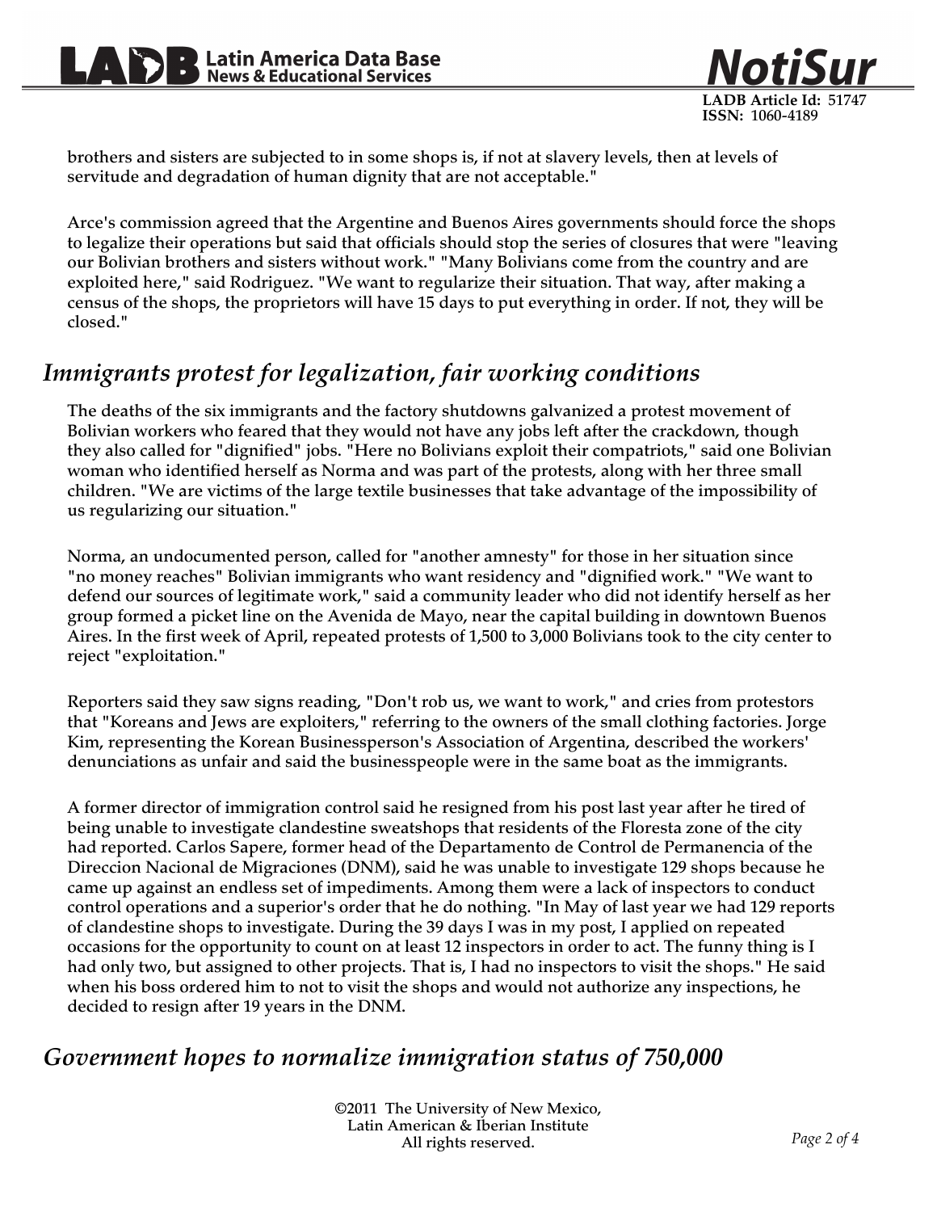brothers and sisters are subjected to in some shops is, if not at slavery levels, then at levels of servitude and degradation of human dignity that are not acceptable."

Arce's commission agreed that the Argentine and Buenos Aires governments should force the shops to legalize their operations but said that officials should stop the series of closures that were "leaving our Bolivian brothers and sisters without work." "Many Bolivians come from the country and are exploited here," said Rodriguez. "We want to regularize their situation. That way, after making a census of the shops, the proprietors will have 15 days to put everything in order. If not, they will be closed."

## *Immigrants protest for legalization, fair working conditions*

The deaths of the six immigrants and the factory shutdowns galvanized a protest movement of Bolivian workers who feared that they would not have any jobs left after the crackdown, though they also called for "dignified" jobs. "Here no Bolivians exploit their compatriots," said one Bolivian woman who identified herself as Norma and was part of the protests, along with her three small children. "We are victims of the large textile businesses that take advantage of the impossibility of us regularizing our situation."

Norma, an undocumented person, called for "another amnesty" for those in her situation since "no money reaches" Bolivian immigrants who want residency and "dignified work." "We want to defend our sources of legitimate work," said a community leader who did not identify herself as her group formed a picket line on the Avenida de Mayo, near the capital building in downtown Buenos Aires. In the first week of April, repeated protests of 1,500 to 3,000 Bolivians took to the city center to reject "exploitation."

Reporters said they saw signs reading, "Don't rob us, we want to work," and cries from protestors that "Koreans and Jews are exploiters," referring to the owners of the small clothing factories. Jorge Kim, representing the Korean Businessperson's Association of Argentina, described the workers' denunciations as unfair and said the businesspeople were in the same boat as the immigrants.

A former director of immigration control said he resigned from his post last year after he tired of being unable to investigate clandestine sweatshops that residents of the Floresta zone of the city had reported. Carlos Sapere, former head of the Departamento de Control de Permanencia of the Direccion Nacional de Migraciones (DNM), said he was unable to investigate 129 shops because he came up against an endless set of impediments. Among them were a lack of inspectors to conduct control operations and a superior's order that he do nothing. "In May of last year we had 129 reports of clandestine shops to investigate. During the 39 days I was in my post, I applied on repeated occasions for the opportunity to count on at least 12 inspectors in order to act. The funny thing is I had only two, but assigned to other projects. That is, I had no inspectors to visit the shops." He said when his boss ordered him to not to visit the shops and would not authorize any inspections, he decided to resign after 19 years in the DNM.

## *Government hopes to normalize immigration status of 750,000*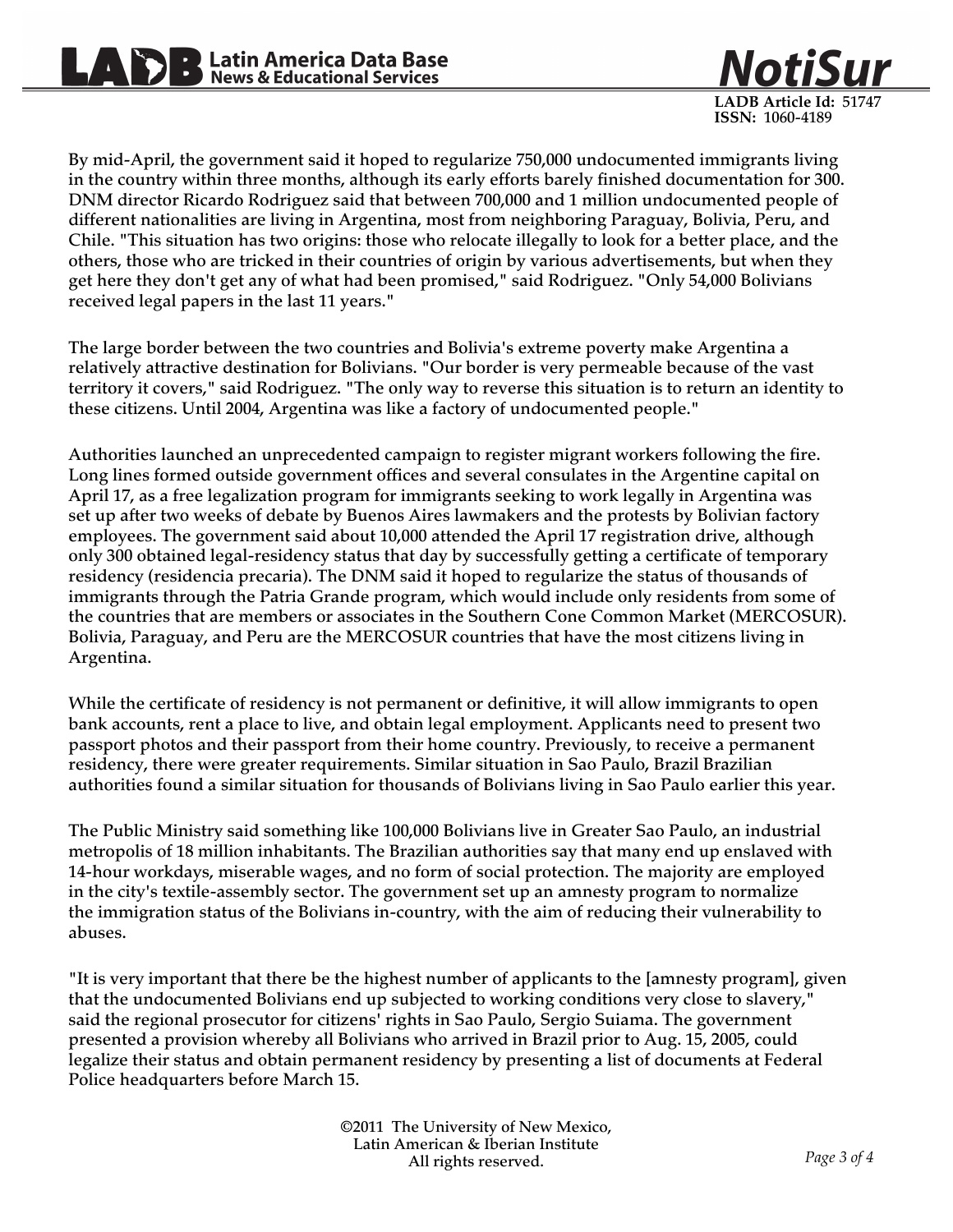By mid-April, the government said it hoped to regularize 750,000 undocumented immigrants living in the country within three months, although its early efforts barely finished documentation for 300. DNM director Ricardo Rodriguez said that between 700,000 and 1 million undocumented people of different nationalities are living in Argentina, most from neighboring Paraguay, Bolivia, Peru, and Chile. "This situation has two origins: those who relocate illegally to look for a better place, and the others, those who are tricked in their countries of origin by various advertisements, but when they get here they don't get any of what had been promised," said Rodriguez. "Only 54,000 Bolivians received legal papers in the last 11 years."

The large border between the two countries and Bolivia's extreme poverty make Argentina a relatively attractive destination for Bolivians. "Our border is very permeable because of the vast territory it covers," said Rodriguez. "The only way to reverse this situation is to return an identity to these citizens. Until 2004, Argentina was like a factory of undocumented people."

Authorities launched an unprecedented campaign to register migrant workers following the fire. Long lines formed outside government offices and several consulates in the Argentine capital on April 17, as a free legalization program for immigrants seeking to work legally in Argentina was set up after two weeks of debate by Buenos Aires lawmakers and the protests by Bolivian factory employees. The government said about 10,000 attended the April 17 registration drive, although only 300 obtained legal-residency status that day by successfully getting a certificate of temporary residency (residencia precaria). The DNM said it hoped to regularize the status of thousands of immigrants through the Patria Grande program, which would include only residents from some of the countries that are members or associates in the Southern Cone Common Market (MERCOSUR). Bolivia, Paraguay, and Peru are the MERCOSUR countries that have the most citizens living in Argentina.

While the certificate of residency is not permanent or definitive, it will allow immigrants to open bank accounts, rent a place to live, and obtain legal employment. Applicants need to present two passport photos and their passport from their home country. Previously, to receive a permanent residency, there were greater requirements. Similar situation in Sao Paulo, Brazil Brazilian authorities found a similar situation for thousands of Bolivians living in Sao Paulo earlier this year.

The Public Ministry said something like 100,000 Bolivians live in Greater Sao Paulo, an industrial metropolis of 18 million inhabitants. The Brazilian authorities say that many end up enslaved with 14-hour workdays, miserable wages, and no form of social protection. The majority are employed in the city's textile-assembly sector. The government set up an amnesty program to normalize the immigration status of the Bolivians in-country, with the aim of reducing their vulnerability to abuses.

"It is very important that there be the highest number of applicants to the [amnesty program], given that the undocumented Bolivians end up subjected to working conditions very close to slavery," said the regional prosecutor for citizens' rights in Sao Paulo, Sergio Suiama. The government presented a provision whereby all Bolivians who arrived in Brazil prior to Aug. 15, 2005, could legalize their status and obtain permanent residency by presenting a list of documents at Federal Police headquarters before March 15.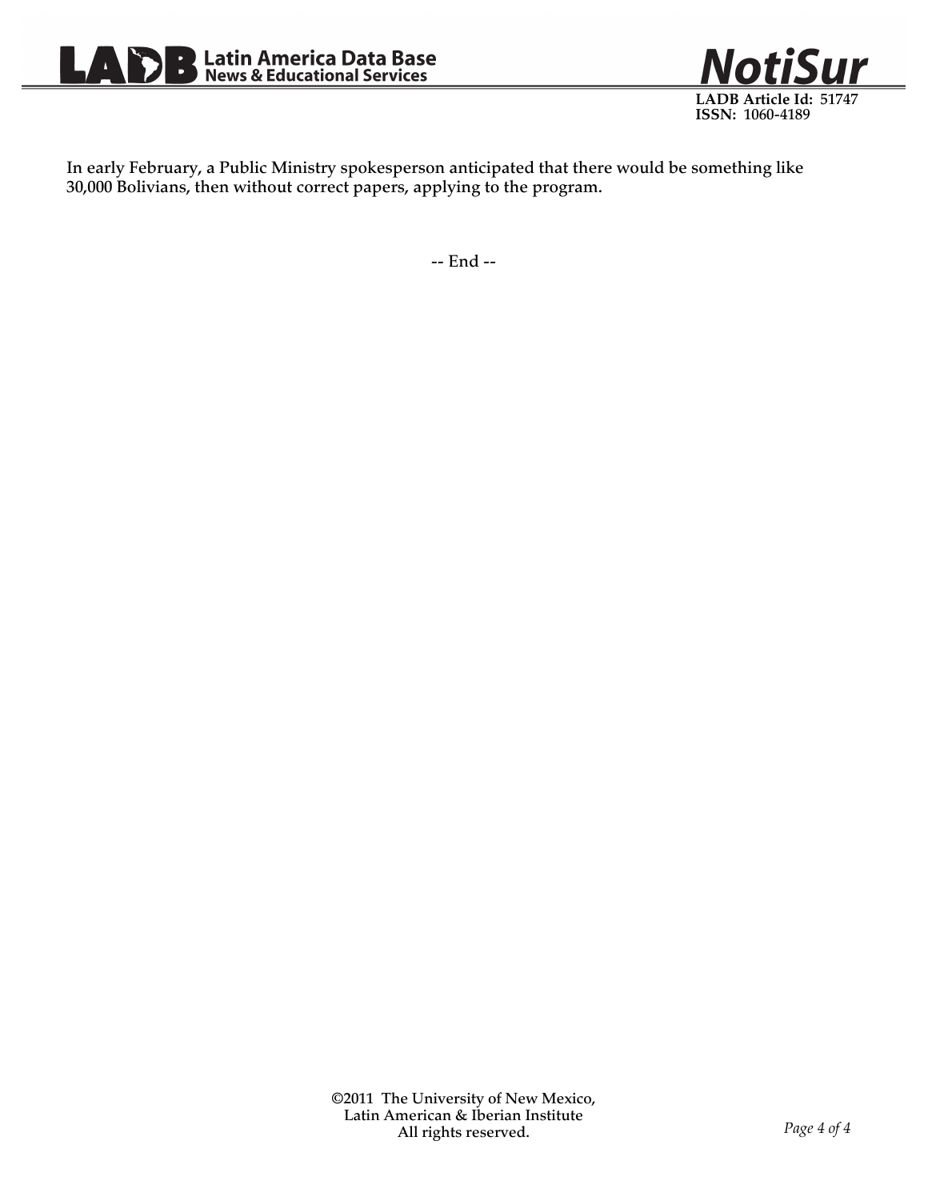In early February, a Public Ministry spokesperson anticipated that there would be something like 30,000 Bolivians, then without correct papers, applying to the program.

-- End --